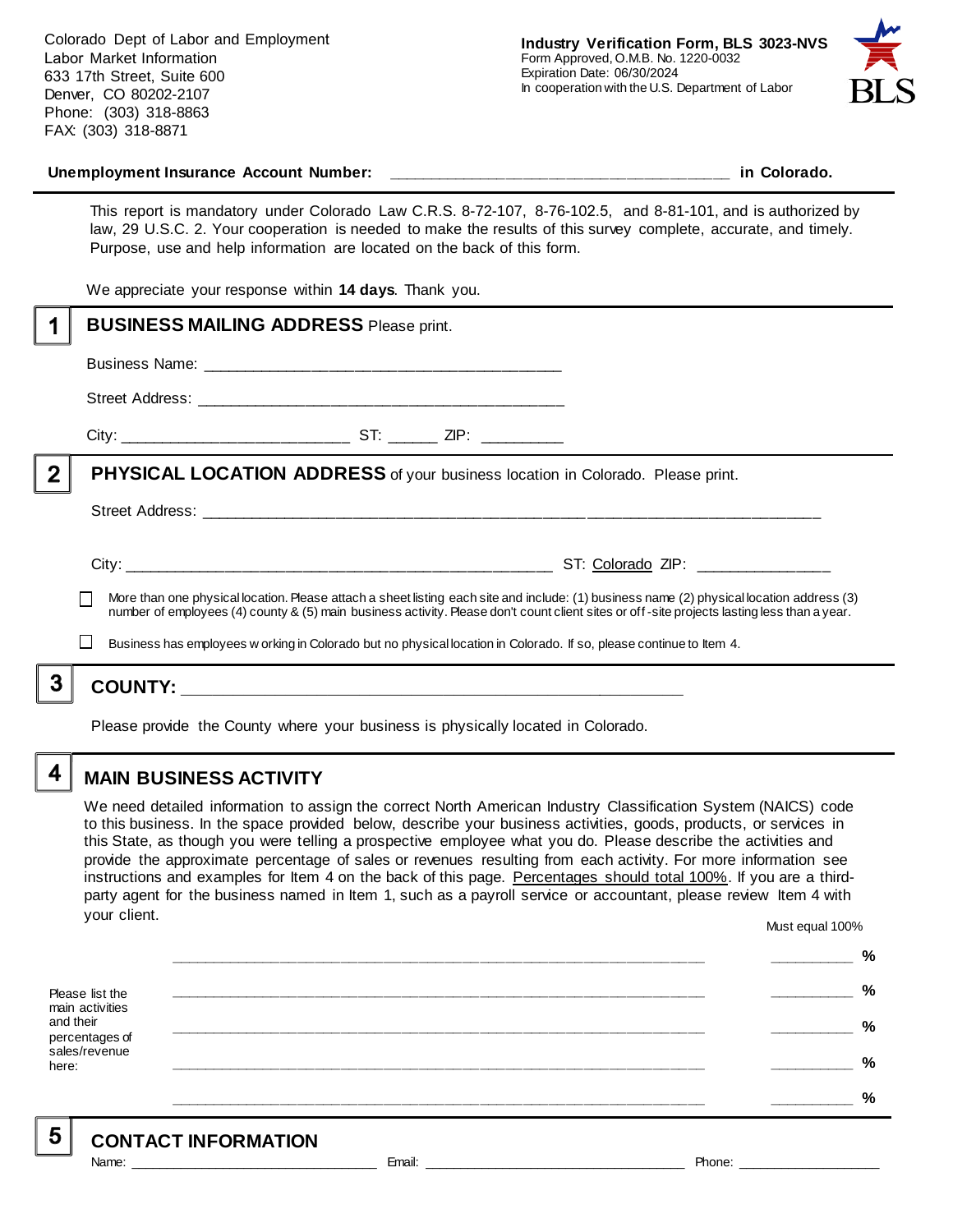Colorado Dept of Labor and Employment
Labor Market Information
633 17th Street, Suite 600
Denver, CO 80202-2107
Phone: (303) 318-8863
FAX: (303) 318-8871

**Industry Verification Form, BLS 3023-NVS**
Form Approved, O.M.B. No. 1220-0032
Expiration Date: 06/30/2024
In cooperation with the U.S. Department of Labor

**Unemployment Insurance Account Number:** ______________________________________ **in Colorado.**

This report is mandatory under Colorado Law C.R.S. 8-72-107, 8-76-102.5, and 8-81-101, and is authorized by law, 29 U.S.C. 2. Your cooperation is needed to make the results of this survey complete, accurate, and timely. Purpose, use and help information are located on the back of this form.

We appreciate your response within **14 days**. Thank you.

## 1 BUSINESS MAILING ADDRESS Please print.

Business Name: ________________________________________

Street Address: ________________________________________

City: _________________________ ST: ______ ZIP: _________

## 2 PHYSICAL LOCATION ADDRESS of your business location in Colorado. Please print.

Street Address: ____________________________________________________________________

City: _______________________________________________ ST: Colorado ZIP: _______________

☐ More than one physical location. Please attach a sheet listing each site and include: (1) business name (2) physical location address (3) number of employees (4) county & (5) main business activity. Please don't count client sites or off-site projects lasting less than a year.

☐ Business has employees working in Colorado but no physical location in Colorado. If so, please continue to Item 4.

## 3 COUNTY: ________________________________________________

Please provide the County where your business is physically located in Colorado.

## 4 MAIN BUSINESS ACTIVITY

We need detailed information to assign the correct North American Industry Classification System (NAICS) code to this business. In the space provided below, describe your business activities, goods, products, or services in this State, as though you were telling a prospective employee what you do. Please describe the activities and provide the approximate percentage of sales or revenues resulting from each activity. For more information see instructions and examples for Item 4 on the back of this page. Percentages should total 100%. If you are a third-party agent for the business named in Item 1, such as a payroll service or accountant, please review Item 4 with your client.

Must equal 100%

Please list the main activities and their percentages of sales/revenue here:

____________________________________________________________ __________ %

____________________________________________________________ __________ %

____________________________________________________________ __________ %

____________________________________________________________ __________ %

____________________________________________________________ __________ %

## 5 CONTACT INFORMATION

Name: ____________________________ Email: ______________________________ Phone: _________________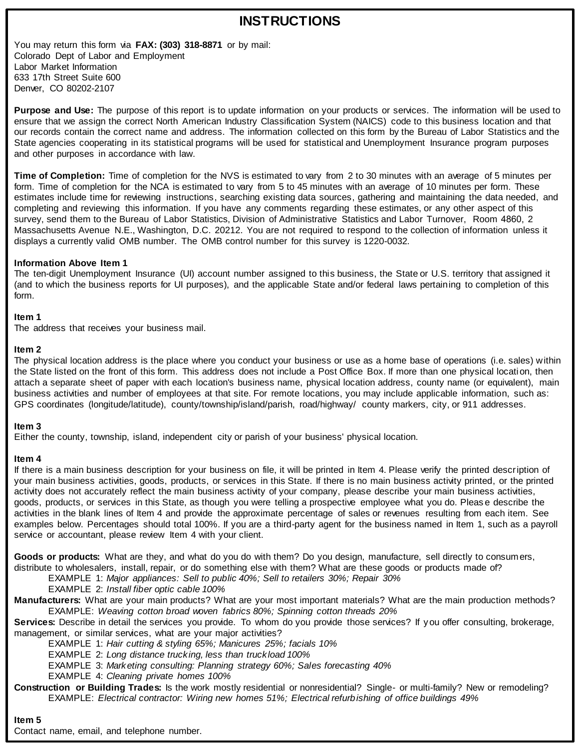# INSTRUCTIONS

You may return this form via **FAX: (303) 318-8871** or by mail:
Colorado Dept of Labor and Employment
Labor Market Information
633 17th Street Suite 600
Denver, CO 80202-2107

**Purpose and Use:** The purpose of this report is to update information on your products or services. The information will be used to ensure that we assign the correct North American Industry Classification System (NAICS) code to this business location and that our records contain the correct name and address. The information collected on this form by the Bureau of Labor Statistics and the State agencies cooperating in its statistical programs will be used for statistical and Unemployment Insurance program purposes and other purposes in accordance with law.

**Time of Completion:** Time of completion for the NVS is estimated to vary from 2 to 30 minutes with an average of 5 minutes per form. Time of completion for the NCA is estimated to vary from 5 to 45 minutes with an average of 10 minutes per form. These estimates include time for reviewing instructions, searching existing data sources, gathering and maintaining the data needed, and completing and reviewing this information. If you have any comments regarding these estimates, or any other aspect of this survey, send them to the Bureau of Labor Statistics, Division of Administrative Statistics and Labor Turnover, Room 4860, 2 Massachusetts Avenue N.E., Washington, D.C. 20212. You are not required to respond to the collection of information unless it displays a currently valid OMB number. The OMB control number for this survey is 1220-0032.

**Information Above Item 1**
The ten-digit Unemployment Insurance (UI) account number assigned to this business, the State or U.S. territory that assigned it (and to which the business reports for UI purposes), and the applicable State and/or federal laws pertaining to completion of this form.

**Item 1**
The address that receives your business mail.

**Item 2**
The physical location address is the place where you conduct your business or use as a home base of operations (i.e. sales) within the State listed on the front of this form. This address does not include a Post Office Box. If more than one physical location, then attach a separate sheet of paper with each location's business name, physical location address, county name (or equivalent), main business activities and number of employees at that site. For remote locations, you may include applicable information, such as: GPS coordinates (longitude/latitude), county/township/island/parish, road/highway/ county markers, city, or 911 addresses.

**Item 3**
Either the county, township, island, independent city or parish of your business' physical location.

**Item 4**
If there is a main business description for your business on file, it will be printed in Item 4. Please verify the printed description of your main business activities, goods, products, or services in this State. If there is no main business activity printed, or the printed activity does not accurately reflect the main business activity of your company, please describe your main business activities, goods, products, or services in this State, as though you were telling a prospective employee what you do. Please describe the activities in the blank lines of Item 4 and provide the approximate percentage of sales or revenues resulting from each item. See examples below. Percentages should total 100%. If you are a third-party agent for the business named in Item 1, such as a payroll service or accountant, please review Item 4 with your client.

**Goods or products:** What are they, and what do you do with them? Do you design, manufacture, sell directly to consumers, distribute to wholesalers, install, repair, or do something else with them? What are these goods or products made of?

EXAMPLE 1: *Major appliances: Sell to public 40%; Sell to retailers 30%; Repair 30%*
EXAMPLE 2: *Install fiber optic cable 100%*

**Manufacturers:** What are your main products? What are your most important materials? What are the main production methods?

EXAMPLE: *Weaving cotton broad woven fabrics 80%; Spinning cotton threads 20%*

**Services:** Describe in detail the services you provide. To whom do you provide those services? If you offer consulting, brokerage, management, or similar services, what are your major activities?

EXAMPLE 1: *Hair cutting & styling 65%; Manicures 25%; facials 10%*
EXAMPLE 2: *Long distance trucking, less than truckload 100%*
EXAMPLE 3: *Marketing consulting: Planning strategy 60%; Sales forecasting 40%*
EXAMPLE 4: *Cleaning private homes 100%*

**Construction or Building Trades:** Is the work mostly residential or nonresidential? Single- or multi-family? New or remodeling?

EXAMPLE: *Electrical contractor: Wiring new homes 51%; Electrical refurbishing of office buildings 49%*

**Item 5**
Contact name, email, and telephone number.